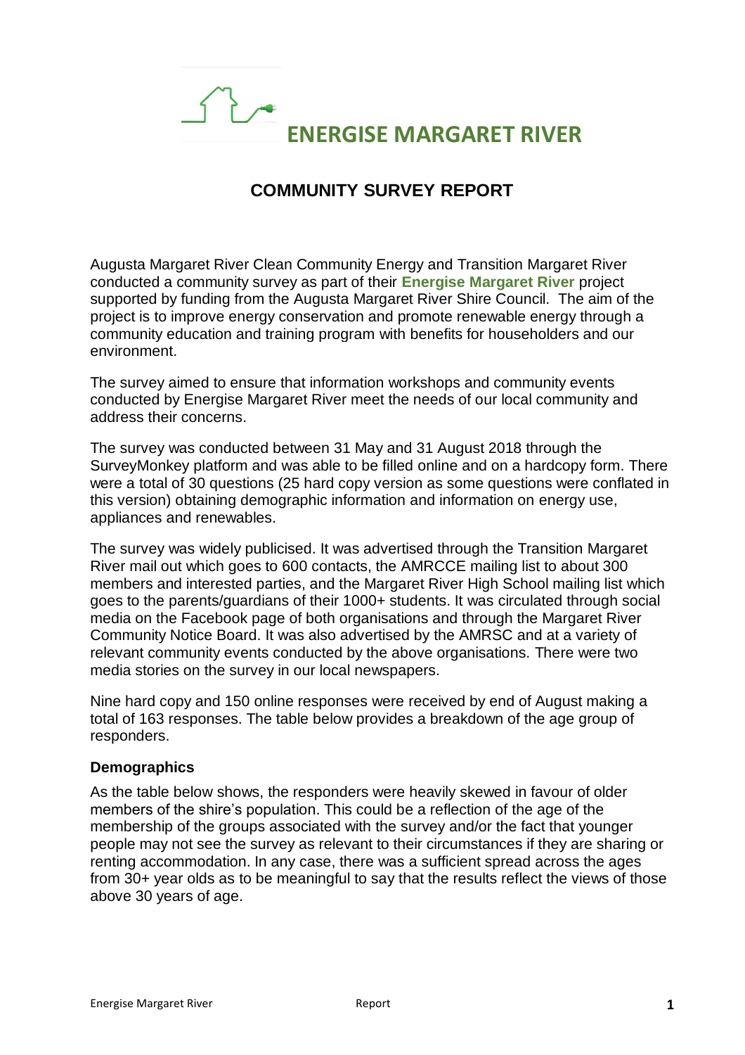# ENERGISE MARGARET RIVER

## COMMUNITY SURVEY REPORT

Augusta Margaret River Clean Community Energy and Transition Margaret River conducted a community survey as part of their **Energise Margaret River** project supported by funding from the Augusta Margaret River Shire Council. The aim of the project is to improve energy conservation and promote renewable energy through a community education and training program with benefits for householders and our environment.

The survey aimed to ensure that information workshops and community events conducted by Energise Margaret River meet the needs of our local community and address their concerns.

The survey was conducted between 31 May and 31 August 2018 through the SurveyMonkey platform and was able to be filled online and on a hardcopy form. There were a total of 30 questions (25 hard copy version as some questions were conflated in this version) obtaining demographic information and information on energy use, appliances and renewables.

The survey was widely publicised. It was advertised through the Transition Margaret River mail out which goes to 600 contacts, the AMRCCE mailing list to about 300 members and interested parties, and the Margaret River High School mailing list which goes to the parents/guardians of their 1000+ students. It was circulated through social media on the Facebook page of both organisations and through the Margaret River Community Notice Board. It was also advertised by the AMRSC and at a variety of relevant community events conducted by the above organisations. There were two media stories on the survey in our local newspapers.

Nine hard copy and 150 online responses were received by end of August making a total of 163 responses. The table below provides a breakdown of the age group of responders.

### Demographics

As the table below shows, the responders were heavily skewed in favour of older members of the shire's population. This could be a reflection of the age of the membership of the groups associated with the survey and/or the fact that younger people may not see the survey as relevant to their circumstances if they are sharing or renting accommodation. In any case, there was a sufficient spread across the ages from 30+ year olds as to be meaningful to say that the results reflect the views of those above 30 years of age.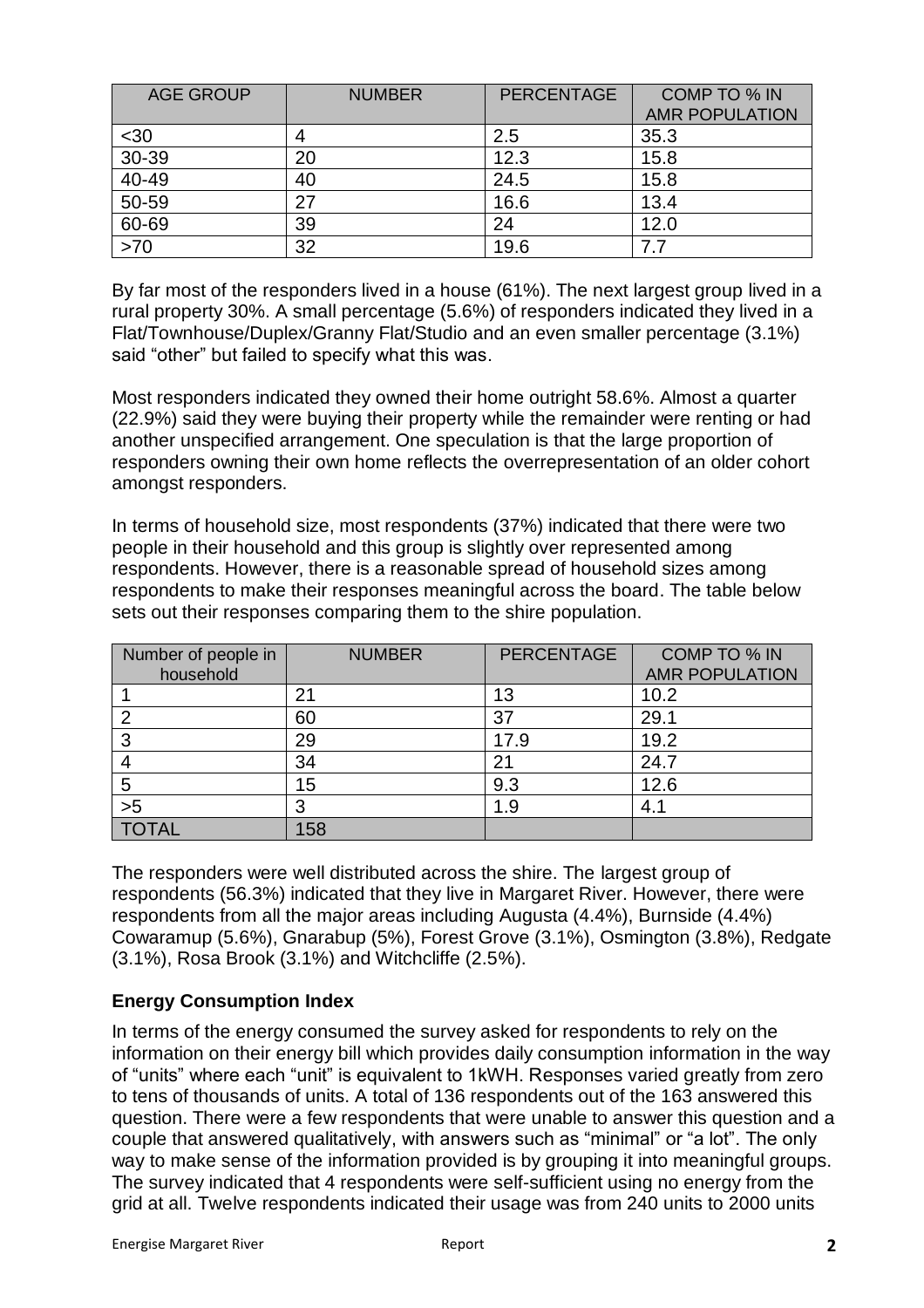| AGE GROUP | NUMBER | PERCENTAGE | COMP TO % IN AMR POPULATION |
|---|---|---|---|
| <30 | 4 | 2.5 | 35.3 |
| 30-39 | 20 | 12.3 | 15.8 |
| 40-49 | 40 | 24.5 | 15.8 |
| 50-59 | 27 | 16.6 | 13.4 |
| 60-69 | 39 | 24 | 12.0 |
| >70 | 32 | 19.6 | 7.7 |

By far most of the responders lived in a house (61%). The next largest group lived in a rural property 30%. A small percentage (5.6%) of responders indicated they lived in a Flat/Townhouse/Duplex/Granny Flat/Studio and an even smaller percentage (3.1%) said "other" but failed to specify what this was.

Most responders indicated they owned their home outright 58.6%. Almost a quarter (22.9%) said they were buying their property while the remainder were renting or had another unspecified arrangement. One speculation is that the large proportion of responders owning their own home reflects the overrepresentation of an older cohort amongst responders.

In terms of household size, most respondents (37%) indicated that there were two people in their household and this group is slightly over represented among respondents. However, there is a reasonable spread of household sizes among respondents to make their responses meaningful across the board. The table below sets out their responses comparing them to the shire population.

| Number of people in household | NUMBER | PERCENTAGE | COMP TO % IN AMR POPULATION |
|---|---|---|---|
| 1 | 21 | 13 | 10.2 |
| 2 | 60 | 37 | 29.1 |
| 3 | 29 | 17.9 | 19.2 |
| 4 | 34 | 21 | 24.7 |
| 5 | 15 | 9.3 | 12.6 |
| >5 | 3 | 1.9 | 4.1 |
| TOTAL | 158 | | |

The responders were well distributed across the shire. The largest group of respondents (56.3%) indicated that they live in Margaret River. However, there were respondents from all the major areas including Augusta (4.4%), Burnside (4.4%) Cowaramup (5.6%), Gnarabup (5%), Forest Grove (3.1%), Osmington (3.8%), Redgate (3.1%), Rosa Brook (3.1%) and Witchcliffe (2.5%).

### Energy Consumption Index

In terms of the energy consumed the survey asked for respondents to rely on the information on their energy bill which provides daily consumption information in the way of "units" where each "unit" is equivalent to 1kWH. Responses varied greatly from zero to tens of thousands of units. A total of 136 respondents out of the 163 answered this question. There were a few respondents that were unable to answer this question and a couple that answered qualitatively, with answers such as "minimal" or "a lot". The only way to make sense of the information provided is by grouping it into meaningful groups. The survey indicated that 4 respondents were self-sufficient using no energy from the grid at all. Twelve respondents indicated their usage was from 240 units to 2000 units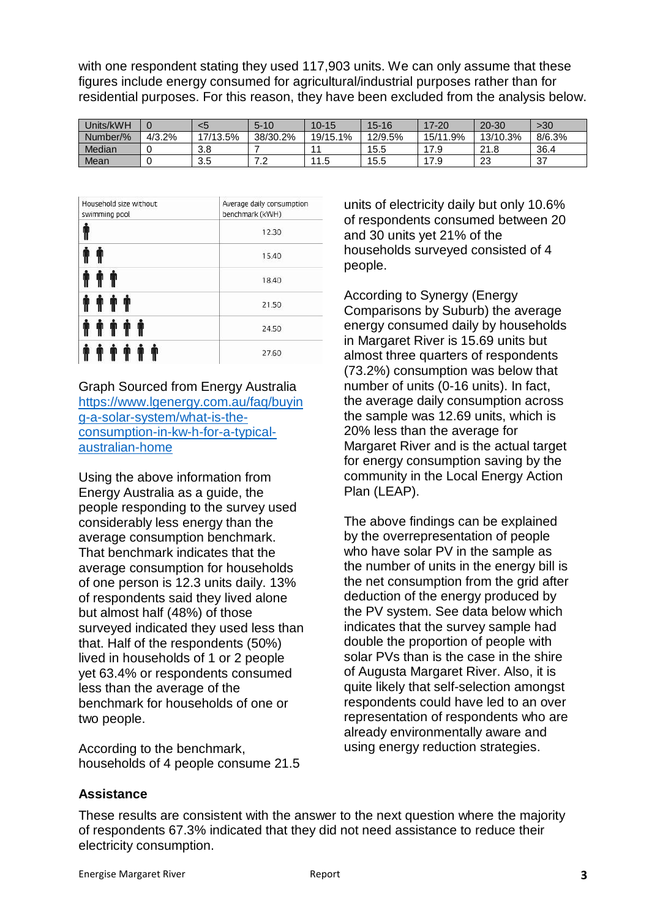with one respondent stating they used 117,903 units. We can only assume that these figures include energy consumed for agricultural/industrial purposes rather than for residential purposes. For this reason, they have been excluded from the analysis below.

| Units/kWH | 0 | <5 | 5-10 | 10-15 | 15-16 | 17-20 | 20-30 | >30 |
|---|---|---|---|---|---|---|---|---|
| Number/% | 4/3.2% | 17/13.5% | 38/30.2% | 19/15.1% | 12/9.5% | 15/11.9% | 13/10.3% | 8/6.3% |
| Median | 0 | 3.8 | 7 | 11 | 15.5 | 17.9 | 21.8 | 36.4 |
| Mean | 0 | 3.5 | 7.2 | 11.5 | 15.5 | 17.9 | 23 | 37 |

| Household size without swimming pool | Average daily consumption benchmark (kWH) |
|---|---|
| 1 person | 12.30 |
| 2 people | 15.40 |
| 3 people | 18.40 |
| 4 people | 21.50 |
| 5 people | 24.50 |
| 6 people | 27.60 |

Graph Sourced from Energy Australia
https://www.lgenergy.com.au/faq/buying-a-solar-system/what-is-the-consumption-in-kw-h-for-a-typical-australian-home

Using the above information from Energy Australia as a guide, the people responding to the survey used considerably less energy than the average consumption benchmark. That benchmark indicates that the average consumption for households of one person is 12.3 units daily. 13% of respondents said they lived alone but almost half (48%) of those surveyed indicated they used less than that. Half of the respondents (50%) lived in households of 1 or 2 people yet 63.4% or respondents consumed less than the average of the benchmark for households of one or two people.

According to the benchmark, households of 4 people consume 21.5 units of electricity daily but only 10.6% of respondents consumed between 20 and 30 units yet 21% of the households surveyed consisted of 4 people.

According to Synergy (Energy Comparisons by Suburb) the average energy consumed daily by households in Margaret River is 15.69 units but almost three quarters of respondents (73.2%) consumption was below that number of units (0-16 units). In fact, the average daily consumption across the sample was 12.69 units, which is 20% less than the average for Margaret River and is the actual target for energy consumption saving by the community in the Local Energy Action Plan (LEAP).

The above findings can be explained by the overrepresentation of people who have solar PV in the sample as the number of units in the energy bill is the net consumption from the grid after deduction of the energy produced by the PV system. See data below which indicates that the survey sample had double the proportion of people with solar PVs than is the case in the shire of Augusta Margaret River. Also, it is quite likely that self-selection amongst respondents could have led to an over representation of respondents who are already environmentally aware and using energy reduction strategies.

## Assistance

These results are consistent with the answer to the next question where the majority of respondents 67.3% indicated that they did not need assistance to reduce their electricity consumption.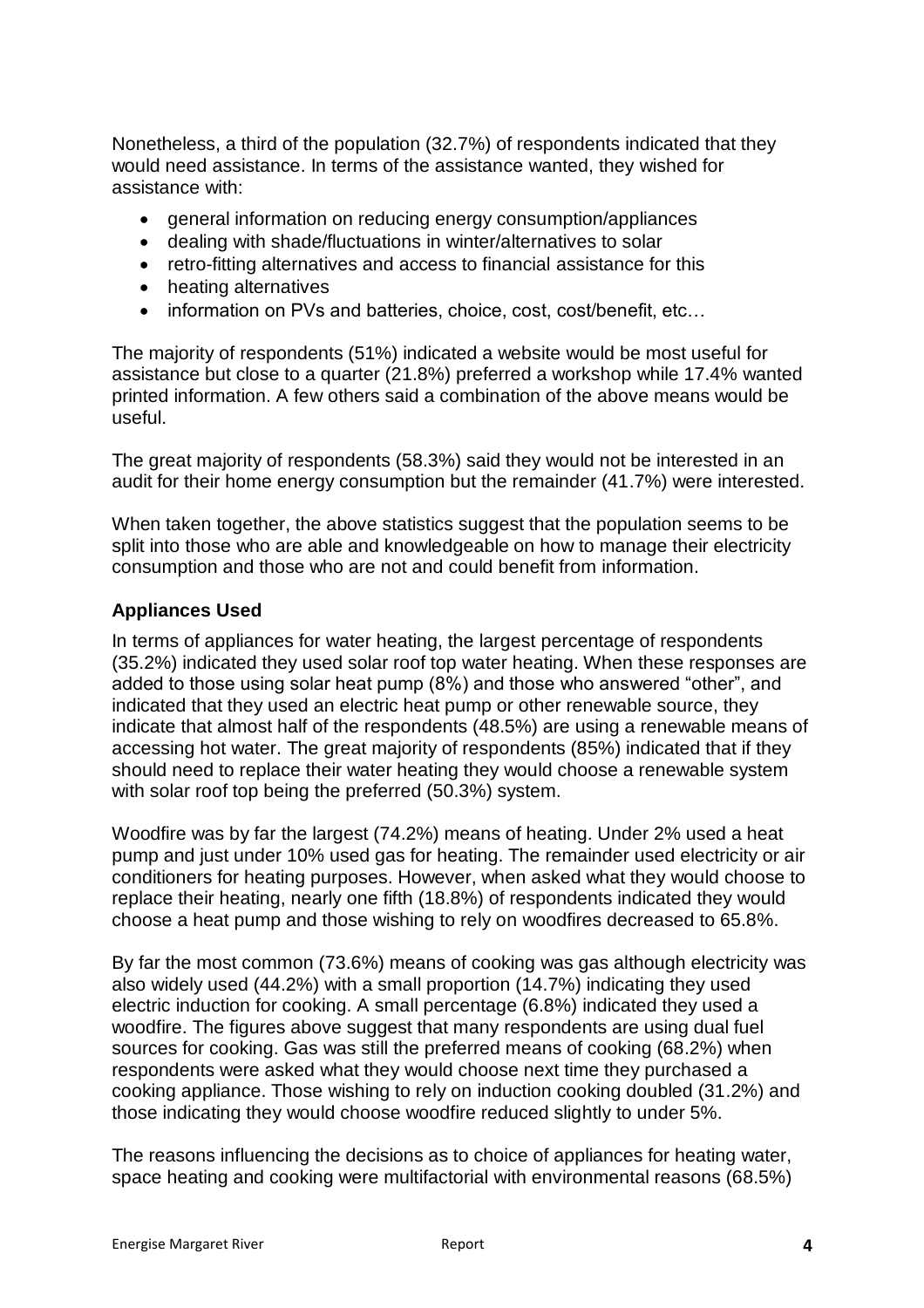Nonetheless, a third of the population (32.7%) of respondents indicated that they would need assistance. In terms of the assistance wanted, they wished for assistance with:

- general information on reducing energy consumption/appliances
- dealing with shade/fluctuations in winter/alternatives to solar
- retro-fitting alternatives and access to financial assistance for this
- heating alternatives
- information on PVs and batteries, choice, cost, cost/benefit, etc…

The majority of respondents (51%) indicated a website would be most useful for assistance but close to a quarter (21.8%) preferred a workshop while 17.4% wanted printed information. A few others said a combination of the above means would be useful.

The great majority of respondents (58.3%) said they would not be interested in an audit for their home energy consumption but the remainder (41.7%) were interested.

When taken together, the above statistics suggest that the population seems to be split into those who are able and knowledgeable on how to manage their electricity consumption and those who are not and could benefit from information.

### Appliances Used

In terms of appliances for water heating, the largest percentage of respondents (35.2%) indicated they used solar roof top water heating. When these responses are added to those using solar heat pump (8%) and those who answered "other", and indicated that they used an electric heat pump or other renewable source, they indicate that almost half of the respondents (48.5%) are using a renewable means of accessing hot water. The great majority of respondents (85%) indicated that if they should need to replace their water heating they would choose a renewable system with solar roof top being the preferred (50.3%) system.

Woodfire was by far the largest (74.2%) means of heating. Under 2% used a heat pump and just under 10% used gas for heating. The remainder used electricity or air conditioners for heating purposes. However, when asked what they would choose to replace their heating, nearly one fifth (18.8%) of respondents indicated they would choose a heat pump and those wishing to rely on woodfires decreased to 65.8%.

By far the most common (73.6%) means of cooking was gas although electricity was also widely used (44.2%) with a small proportion (14.7%) indicating they used electric induction for cooking. A small percentage (6.8%) indicated they used a woodfire. The figures above suggest that many respondents are using dual fuel sources for cooking. Gas was still the preferred means of cooking (68.2%) when respondents were asked what they would choose next time they purchased a cooking appliance. Those wishing to rely on induction cooking doubled (31.2%) and those indicating they would choose woodfire reduced slightly to under 5%.

The reasons influencing the decisions as to choice of appliances for heating water, space heating and cooking were multifactorial with environmental reasons (68.5%)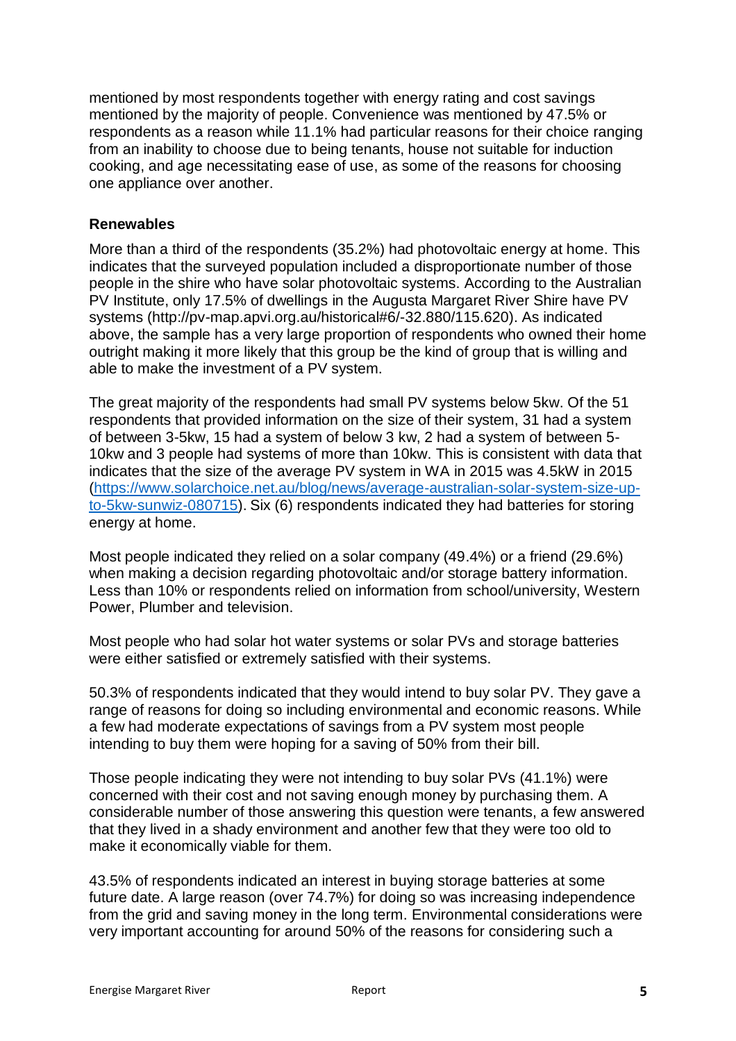mentioned by most respondents together with energy rating and cost savings mentioned by the majority of people. Convenience was mentioned by 47.5% or respondents as a reason while 11.1% had particular reasons for their choice ranging from an inability to choose due to being tenants, house not suitable for induction cooking, and age necessitating ease of use, as some of the reasons for choosing one appliance over another.

**Renewables**

More than a third of the respondents (35.2%) had photovoltaic energy at home. This indicates that the surveyed population included a disproportionate number of those people in the shire who have solar photovoltaic systems. According to the Australian PV Institute, only 17.5% of dwellings in the Augusta Margaret River Shire have PV systems (http://pv-map.apvi.org.au/historical#6/-32.880/115.620). As indicated above, the sample has a very large proportion of respondents who owned their home outright making it more likely that this group be the kind of group that is willing and able to make the investment of a PV system.

The great majority of the respondents had small PV systems below 5kw. Of the 51 respondents that provided information on the size of their system, 31 had a system of between 3-5kw, 15 had a system of below 3 kw, 2 had a system of between 5-10kw and 3 people had systems of more than 10kw. This is consistent with data that indicates that the size of the average PV system in WA in 2015 was 4.5kW in 2015 (https://www.solarchoice.net.au/blog/news/average-australian-solar-system-size-up-to-5kw-sunwiz-080715). Six (6) respondents indicated they had batteries for storing energy at home.

Most people indicated they relied on a solar company (49.4%) or a friend (29.6%) when making a decision regarding photovoltaic and/or storage battery information. Less than 10% or respondents relied on information from school/university, Western Power, Plumber and television.

Most people who had solar hot water systems or solar PVs and storage batteries were either satisfied or extremely satisfied with their systems.

50.3% of respondents indicated that they would intend to buy solar PV. They gave a range of reasons for doing so including environmental and economic reasons. While a few had moderate expectations of savings from a PV system most people intending to buy them were hoping for a saving of 50% from their bill.

Those people indicating they were not intending to buy solar PVs (41.1%) were concerned with their cost and not saving enough money by purchasing them. A considerable number of those answering this question were tenants, a few answered that they lived in a shady environment and another few that they were too old to make it economically viable for them.

43.5% of respondents indicated an interest in buying storage batteries at some future date. A large reason (over 74.7%) for doing so was increasing independence from the grid and saving money in the long term. Environmental considerations were very important accounting for around 50% of the reasons for considering such a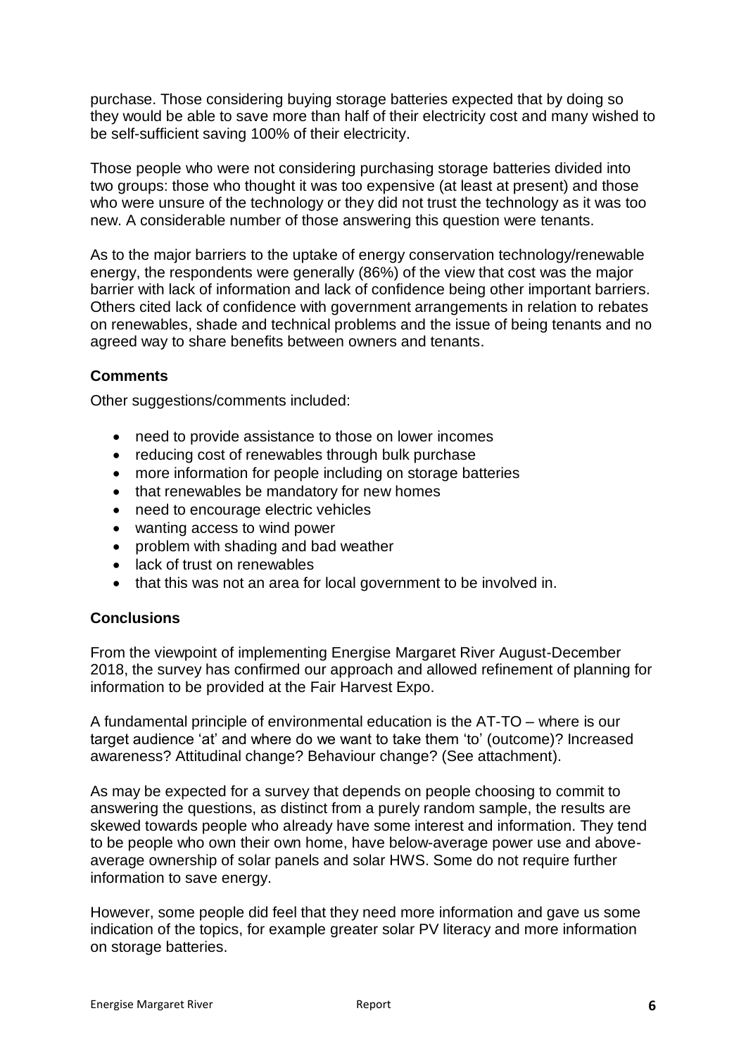purchase. Those considering buying storage batteries expected that by doing so they would be able to save more than half of their electricity cost and many wished to be self-sufficient saving 100% of their electricity.

Those people who were not considering purchasing storage batteries divided into two groups: those who thought it was too expensive (at least at present) and those who were unsure of the technology or they did not trust the technology as it was too new. A considerable number of those answering this question were tenants.

As to the major barriers to the uptake of energy conservation technology/renewable energy, the respondents were generally (86%) of the view that cost was the major barrier with lack of information and lack of confidence being other important barriers. Others cited lack of confidence with government arrangements in relation to rebates on renewables, shade and technical problems and the issue of being tenants and no agreed way to share benefits between owners and tenants.

### Comments

Other suggestions/comments included:

- need to provide assistance to those on lower incomes
- reducing cost of renewables through bulk purchase
- more information for people including on storage batteries
- that renewables be mandatory for new homes
- need to encourage electric vehicles
- wanting access to wind power
- problem with shading and bad weather
- lack of trust on renewables
- that this was not an area for local government to be involved in.

### Conclusions

From the viewpoint of implementing Energise Margaret River August-December 2018, the survey has confirmed our approach and allowed refinement of planning for information to be provided at the Fair Harvest Expo.

A fundamental principle of environmental education is the AT-TO – where is our target audience 'at' and where do we want to take them 'to' (outcome)? Increased awareness? Attitudinal change? Behaviour change? (See attachment).

As may be expected for a survey that depends on people choosing to commit to answering the questions, as distinct from a purely random sample, the results are skewed towards people who already have some interest and information. They tend to be people who own their own home, have below-average power use and above-average ownership of solar panels and solar HWS. Some do not require further information to save energy.

However, some people did feel that they need more information and gave us some indication of the topics, for example greater solar PV literacy and more information on storage batteries.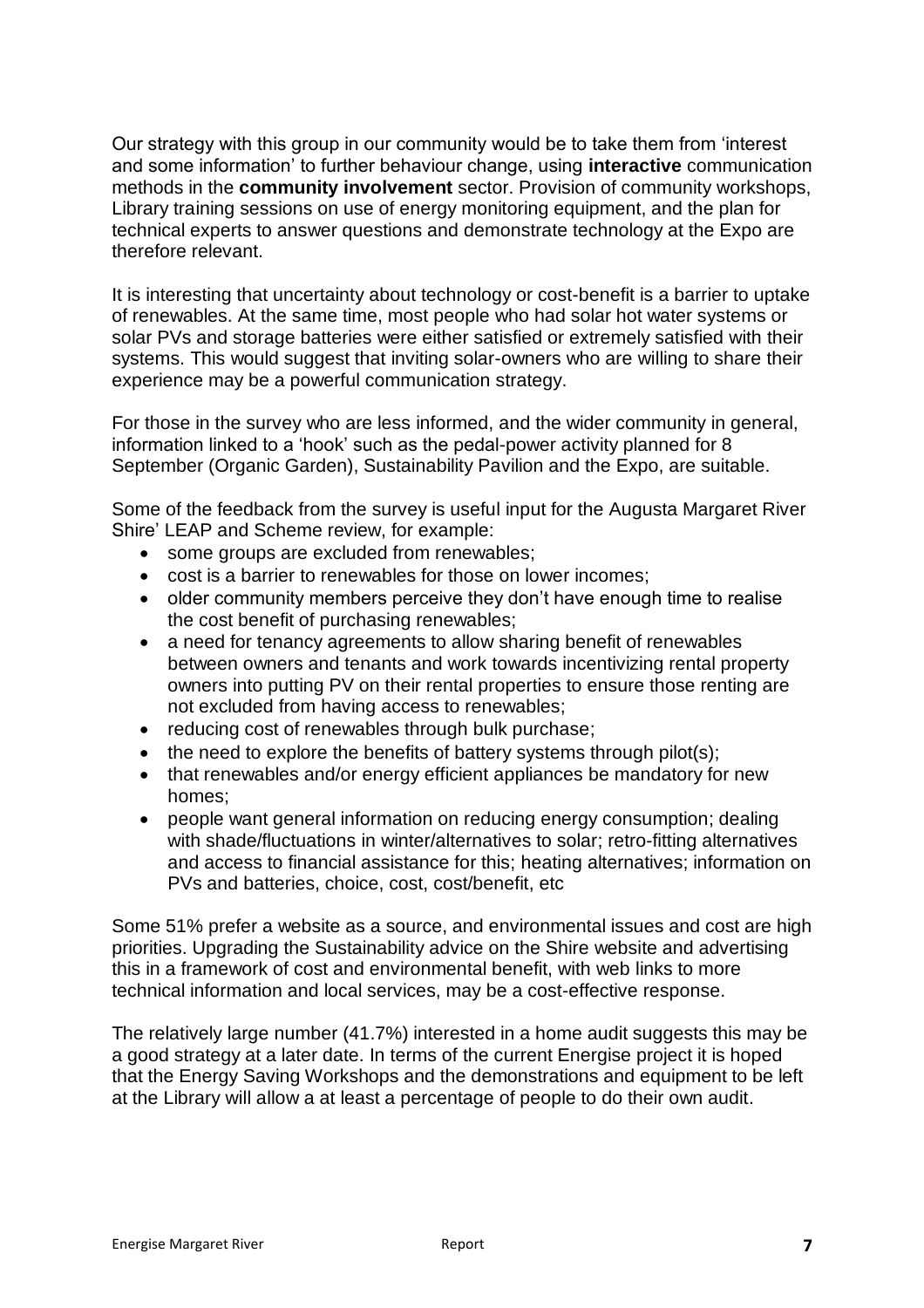Our strategy with this group in our community would be to take them from 'interest and some information' to further behaviour change, using **interactive** communication methods in the **community involvement** sector. Provision of community workshops, Library training sessions on use of energy monitoring equipment, and the plan for technical experts to answer questions and demonstrate technology at the Expo are therefore relevant.

It is interesting that uncertainty about technology or cost-benefit is a barrier to uptake of renewables. At the same time, most people who had solar hot water systems or solar PVs and storage batteries were either satisfied or extremely satisfied with their systems. This would suggest that inviting solar-owners who are willing to share their experience may be a powerful communication strategy.

For those in the survey who are less informed, and the wider community in general, information linked to a 'hook' such as the pedal-power activity planned for 8 September (Organic Garden), Sustainability Pavilion and the Expo, are suitable.

Some of the feedback from the survey is useful input for the Augusta Margaret River Shire' LEAP and Scheme review, for example:

- some groups are excluded from renewables;
- cost is a barrier to renewables for those on lower incomes;
- older community members perceive they don't have enough time to realise the cost benefit of purchasing renewables;
- a need for tenancy agreements to allow sharing benefit of renewables between owners and tenants and work towards incentivizing rental property owners into putting PV on their rental properties to ensure those renting are not excluded from having access to renewables;
- reducing cost of renewables through bulk purchase;
- the need to explore the benefits of battery systems through pilot(s);
- that renewables and/or energy efficient appliances be mandatory for new homes;
- people want general information on reducing energy consumption; dealing with shade/fluctuations in winter/alternatives to solar; retro-fitting alternatives and access to financial assistance for this; heating alternatives; information on PVs and batteries, choice, cost, cost/benefit, etc

Some 51% prefer a website as a source, and environmental issues and cost are high priorities. Upgrading the Sustainability advice on the Shire website and advertising this in a framework of cost and environmental benefit, with web links to more technical information and local services, may be a cost-effective response.

The relatively large number (41.7%) interested in a home audit suggests this may be a good strategy at a later date. In terms of the current Energise project it is hoped that the Energy Saving Workshops and the demonstrations and equipment to be left at the Library will allow a at least a percentage of people to do their own audit.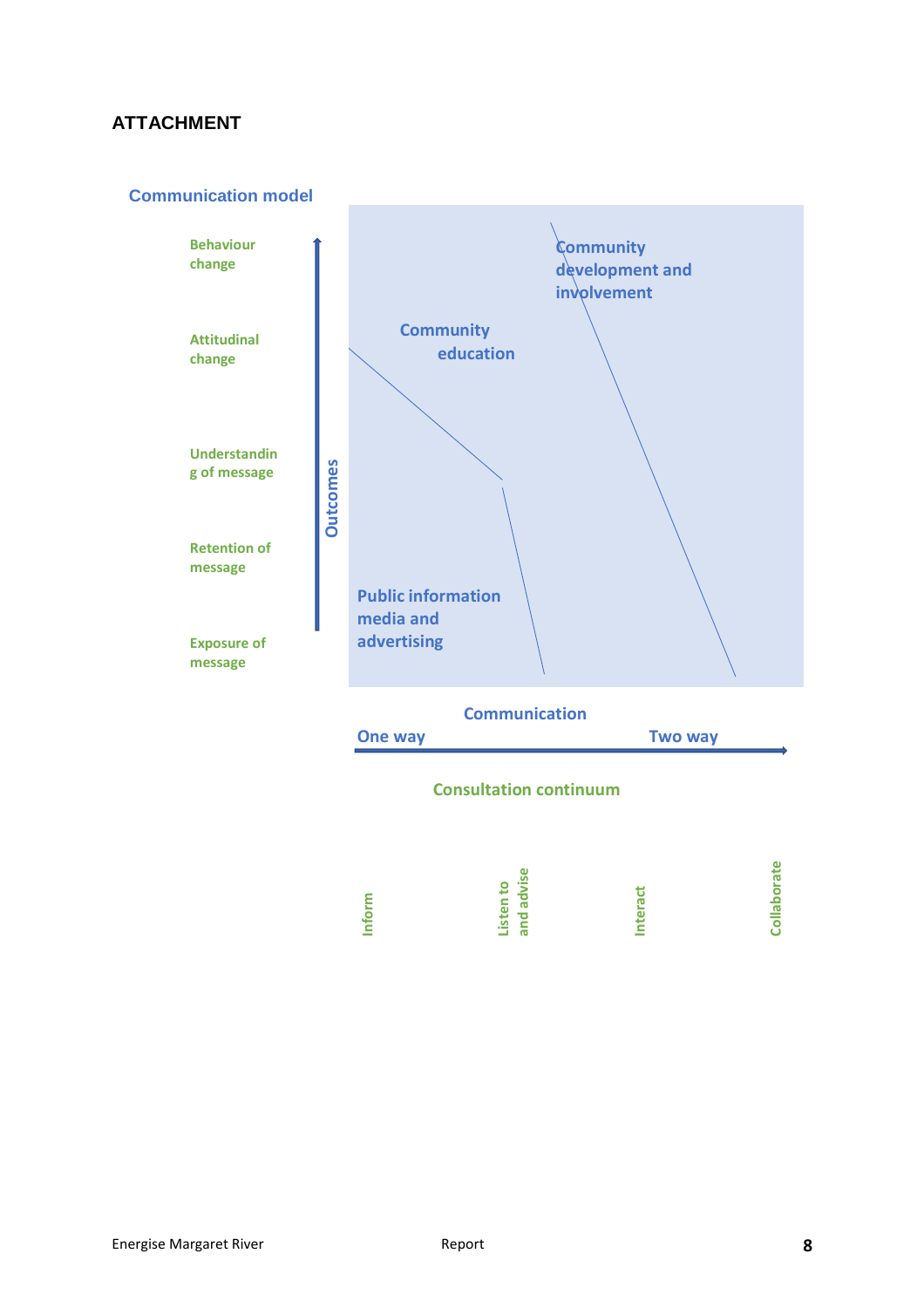## ATTACHMENT

### Communication model

Behaviour change

Attitudinal change

Understanding of message

Retention of message

Exposure of message

Outcomes

Community development and involvement

Community education

Public information media and advertising

Communication

One way

Two way

Consultation continuum

Inform

Listen to and advise

Interact

Collaborate